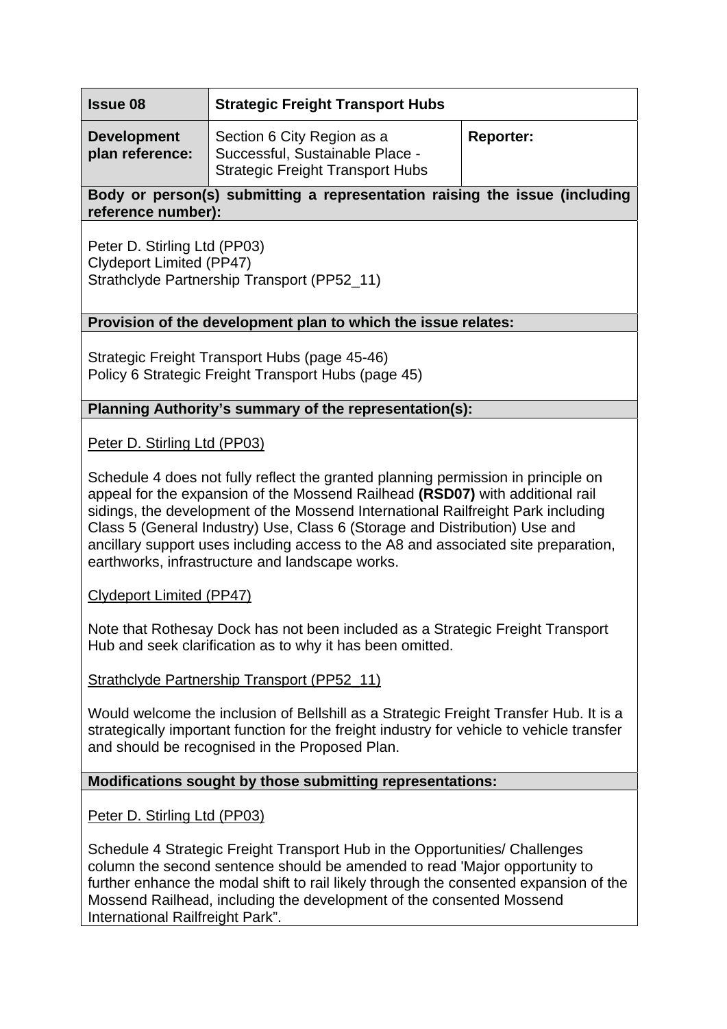| **Issue 08** | **Strategic Freight Transport Hubs** | |
|---|---|---|
| **Development plan reference:** | Section 6 City Region as a Successful, Sustainable Place - Strategic Freight Transport Hubs | **Reporter:** |

**Body or person(s) submitting a representation raising the issue (including reference number):**

Peter D. Stirling Ltd (PP03)
Clydeport Limited (PP47)
Strathclyde Partnership Transport (PP52_11)

**Provision of the development plan to which the issue relates:**

Strategic Freight Transport Hubs (page 45-46)
Policy 6 Strategic Freight Transport Hubs (page 45)

**Planning Authority's summary of the representation(s):**

Peter D. Stirling Ltd (PP03)

Schedule 4 does not fully reflect the granted planning permission in principle on appeal for the expansion of the Mossend Railhead **(RSD07)** with additional rail sidings, the development of the Mossend International Railfreight Park including Class 5 (General Industry) Use, Class 6 (Storage and Distribution) Use and ancillary support uses including access to the A8 and associated site preparation, earthworks, infrastructure and landscape works.

Clydeport Limited (PP47)

Note that Rothesay Dock has not been included as a Strategic Freight Transport Hub and seek clarification as to why it has been omitted.

Strathclyde Partnership Transport (PP52_11)

Would welcome the inclusion of Bellshill as a Strategic Freight Transfer Hub. It is a strategically important function for the freight industry for vehicle to vehicle transfer and should be recognised in the Proposed Plan.

**Modifications sought by those submitting representations:**

Peter D. Stirling Ltd (PP03)

Schedule 4 Strategic Freight Transport Hub in the Opportunities/ Challenges column the second sentence should be amended to read 'Major opportunity to further enhance the modal shift to rail likely through the consented expansion of the Mossend Railhead, including the development of the consented Mossend International Railfreight Park".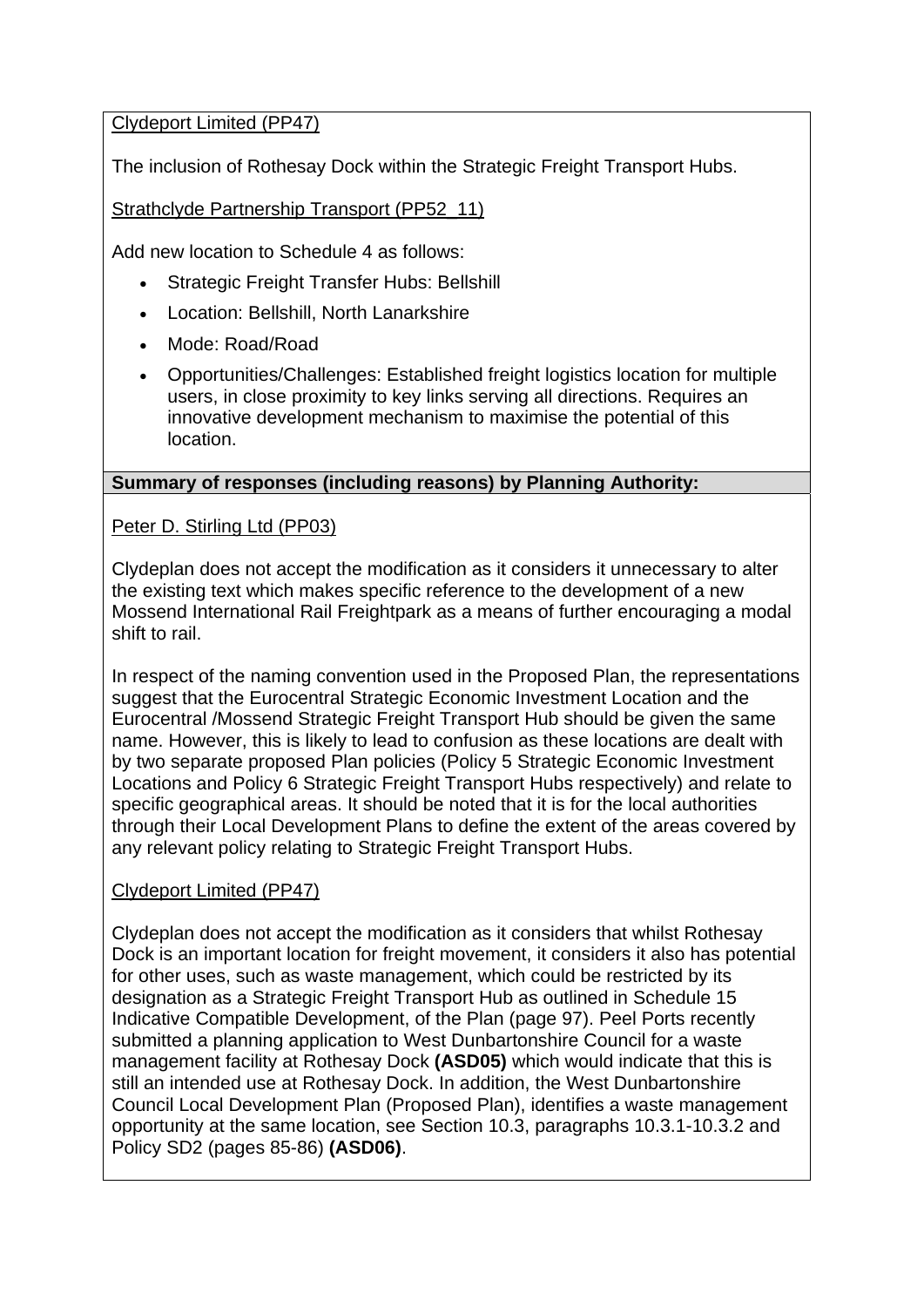Clydeport Limited (PP47)

The inclusion of Rothesay Dock within the Strategic Freight Transport Hubs.

Strathclyde Partnership Transport (PP52_11)

Add new location to Schedule 4 as follows:

- Strategic Freight Transfer Hubs: Bellshill
- Location: Bellshill, North Lanarkshire
- Mode: Road/Road
- Opportunities/Challenges: Established freight logistics location for multiple users, in close proximity to key links serving all directions. Requires an innovative development mechanism to maximise the potential of this location.

**Summary of responses (including reasons) by Planning Authority:**

Peter D. Stirling Ltd (PP03)

Clydeplan does not accept the modification as it considers it unnecessary to alter the existing text which makes specific reference to the development of a new Mossend International Rail Freightpark as a means of further encouraging a modal shift to rail.

In respect of the naming convention used in the Proposed Plan, the representations suggest that the Eurocentral Strategic Economic Investment Location and the Eurocentral /Mossend Strategic Freight Transport Hub should be given the same name. However, this is likely to lead to confusion as these locations are dealt with by two separate proposed Plan policies (Policy 5 Strategic Economic Investment Locations and Policy 6 Strategic Freight Transport Hubs respectively) and relate to specific geographical areas. It should be noted that it is for the local authorities through their Local Development Plans to define the extent of the areas covered by any relevant policy relating to Strategic Freight Transport Hubs.

Clydeport Limited (PP47)

Clydeplan does not accept the modification as it considers that whilst Rothesay Dock is an important location for freight movement, it considers it also has potential for other uses, such as waste management, which could be restricted by its designation as a Strategic Freight Transport Hub as outlined in Schedule 15 Indicative Compatible Development, of the Plan (page 97). Peel Ports recently submitted a planning application to West Dunbartonshire Council for a waste management facility at Rothesay Dock **(ASD05)** which would indicate that this is still an intended use at Rothesay Dock. In addition, the West Dunbartonshire Council Local Development Plan (Proposed Plan), identifies a waste management opportunity at the same location, see Section 10.3, paragraphs 10.3.1-10.3.2 and Policy SD2 (pages 85-86) **(ASD06)**.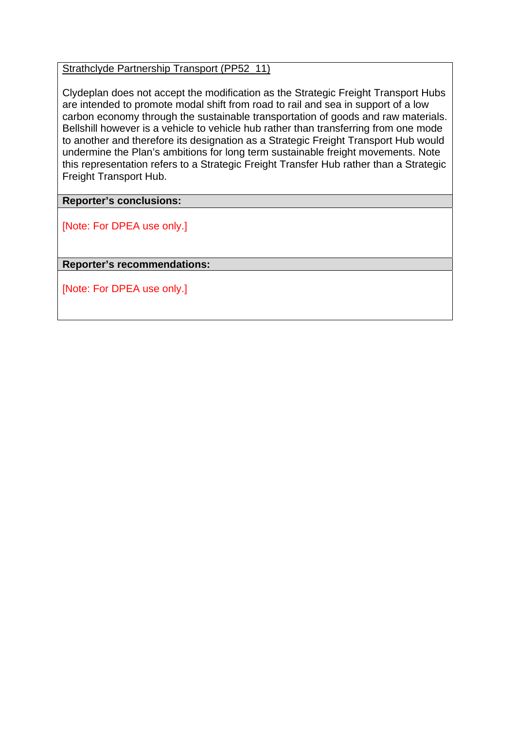Strathclyde Partnership Transport (PP52_11)

Clydeplan does not accept the modification as the Strategic Freight Transport Hubs are intended to promote modal shift from road to rail and sea in support of a low carbon economy through the sustainable transportation of goods and raw materials. Bellshill however is a vehicle to vehicle hub rather than transferring from one mode to another and therefore its designation as a Strategic Freight Transport Hub would undermine the Plan's ambitions for long term sustainable freight movements. Note this representation refers to a Strategic Freight Transfer Hub rather than a Strategic Freight Transport Hub.

**Reporter's conclusions:**

[Note: For DPEA use only.]

**Reporter's recommendations:**

[Note: For DPEA use only.]